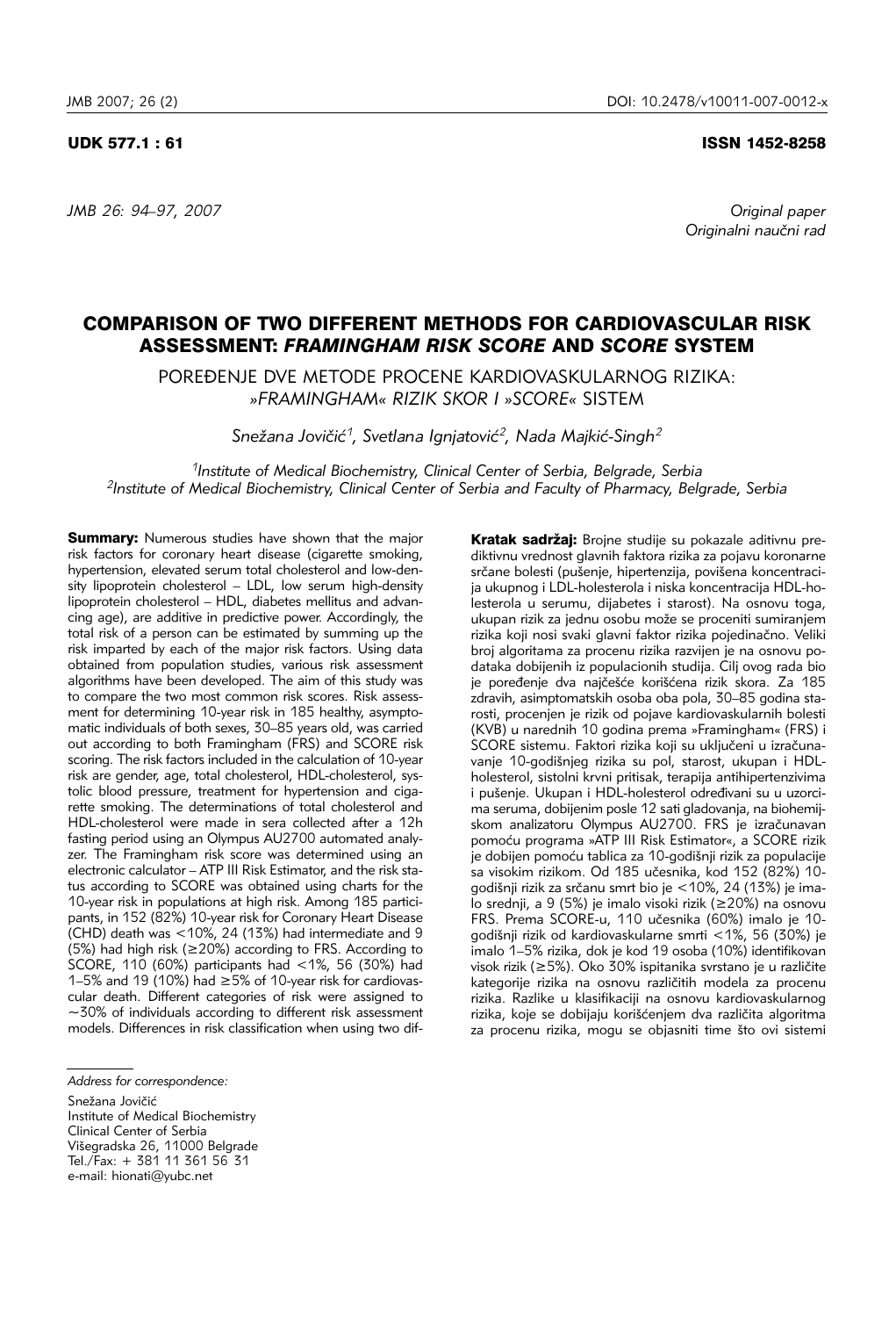UDK 577.1 : 61 ISSN 1452-8258

*Original paper*
*Originalni naučni rad*

# COMPARISON OF TWO DIFFERENT METHODS FOR CARDIOVASCULAR RISK ASSESSMENT: *FRAMINGHAM RISK SCORE* AND *SCORE* SYSTEM

POREĐENJE DVE METODE PROCENE KARDIOVASKULARNOG RIZIKA: *»FRAMINGHAM« RIZIK SKOR I »SCORE« SISTEM*

*Snežana Jovičić[1], Svetlana Ignjatović[2], Nada Majkić-Singh[2]*

[1]*Institute of Medical Biochemistry, Clinical Center of Serbia, Belgrade, Serbia*
[2]*Institute of Medical Biochemistry, Clinical Center of Serbia and Faculty of Pharmacy, Belgrade, Serbia*

**Summary:** Numerous studies have shown that the major risk factors for coronary heart disease (cigarette smoking, hypertension, elevated serum total cholesterol and low-density lipoprotein cholesterol – LDL, low serum high-density lipoprotein cholesterol – HDL, diabetes mellitus and advancing age), are additive in predictive power. Accordingly, the total risk of a person can be estimated by summing up the risk imparted by each of the major risk factors. Using data obtained from population studies, various risk assessment algorithms have been developed. The aim of this study was to compare the two most common risk scores. Risk assessment for determining 10-year risk in 185 healthy, asymptomatic individuals of both sexes, 30–85 years old, was carried out according to both Framingham (FRS) and SCORE risk scoring. The risk factors included in the calculation of 10-year risk are gender, age, total cholesterol, HDL-cholesterol, systolic blood pressure, treatment for hypertension and cigarette smoking. The determinations of total cholesterol and HDL-cholesterol were made in sera collected after a 12h fasting period using an Olympus AU2700 automated analyzer. The Framingham risk score was determined using an electronic calculator – ATP III Risk Estimator, and the risk status according to SCORE was obtained using charts for the 10-year risk in populations at high risk. Among 185 participants, in 152 (82%) 10-year risk for Coronary Heart Disease (CHD) death was <10%, 24 (13%) had intermediate and 9 (5%) had high risk (≥20%) according to FRS. According to SCORE, 110 (60%) participants had <1%, 56 (30%) had 1–5% and 19 (10%) had ≥5% of 10-year risk for cardiovascular death. Different categories of risk were assigned to ~30% of individuals according to different risk assessment models. Differences in risk classification when using two dif-

**Kratak sadržaj:** Brojne studije su pokazale aditivnu prediktivnu vrednost glavnih faktora rizika za pojavu koronarne srčane bolesti (pušenje, hipertenzija, povišena koncentracija ukupnog i LDL-holesterola i niska koncentracija HDL-holesterola u serumu, dijabetes i starost). Na osnovu toga, ukupan rizik za jednu osobu može se proceniti sumiranjem rizika koji nosi svaki glavni faktor rizika pojedinačno. Veliki broj algoritama za procenu rizika razvijen je na osnovu podataka dobijenih iz populacionih studija. Cilj ovog rada bio je poređenje dva najčešće korišćena rizik skora. Za 185 zdravih, asimptomatskih osoba oba pola, 30–85 godina starosti, procenjen je rizik od pojave kardiovaskularnih bolesti (KVB) u narednih 10 godina prema »Framingham« (FRS) i SCORE sistemu. Faktori rizika koji su uključeni u izračunavanje 10-godišnjeg rizika su pol, starost, ukupan i HDL-holesterol, sistolni krvni pritisak, terapija antihipertenzivima i pušenje. Ukupan i HDL-holesterol određivani su u uzorcima seruma, dobijenim posle 12 sati gladovanja, na biohemijskom analizatoru Olympus AU2700. FRS je izračunavan pomoću programa »ATP III Risk Estimator«, a SCORE rizik je dobijen pomoću tablica za 10-godišnji rizik za populacije sa visokim rizikom. Od 185 učesnika, kod 152 (82%) 10-godišnji rizik za srčanu smrt bio je <10%, 24 (13%) je imalo srednji, a 9 (5%) je imalo visoki rizik (≥20%) na osnovu FRS. Prema SCORE-u, 110 učesnika (60%) imalo je 10-godišnji rizik od kardiovaskularne smrti <1%, 56 (30%) je imalo 1–5% rizika, dok je kod 19 osoba (10%) identifikovan visok rizik (≥5%). Oko 30% ispitanika svrstano je u različite kategorije rizika na osnovu različitih modela za procenu rizika. Razlike u klasifikaciji na osnovu kardiovaskularnog rizika, koje se dobijaju korišćenjem dva različita algoritma za procenu rizika, mogu se objasniti time što ovi sistemi

*Address for correspondence:*

Snežana Jovičić
Institute of Medical Biochemistry
Clinical Center of Serbia
Višegradska 26, 11000 Belgrade
Tel./Fax: + 381 11 361 56 31
e-mail: hionati@yubc.net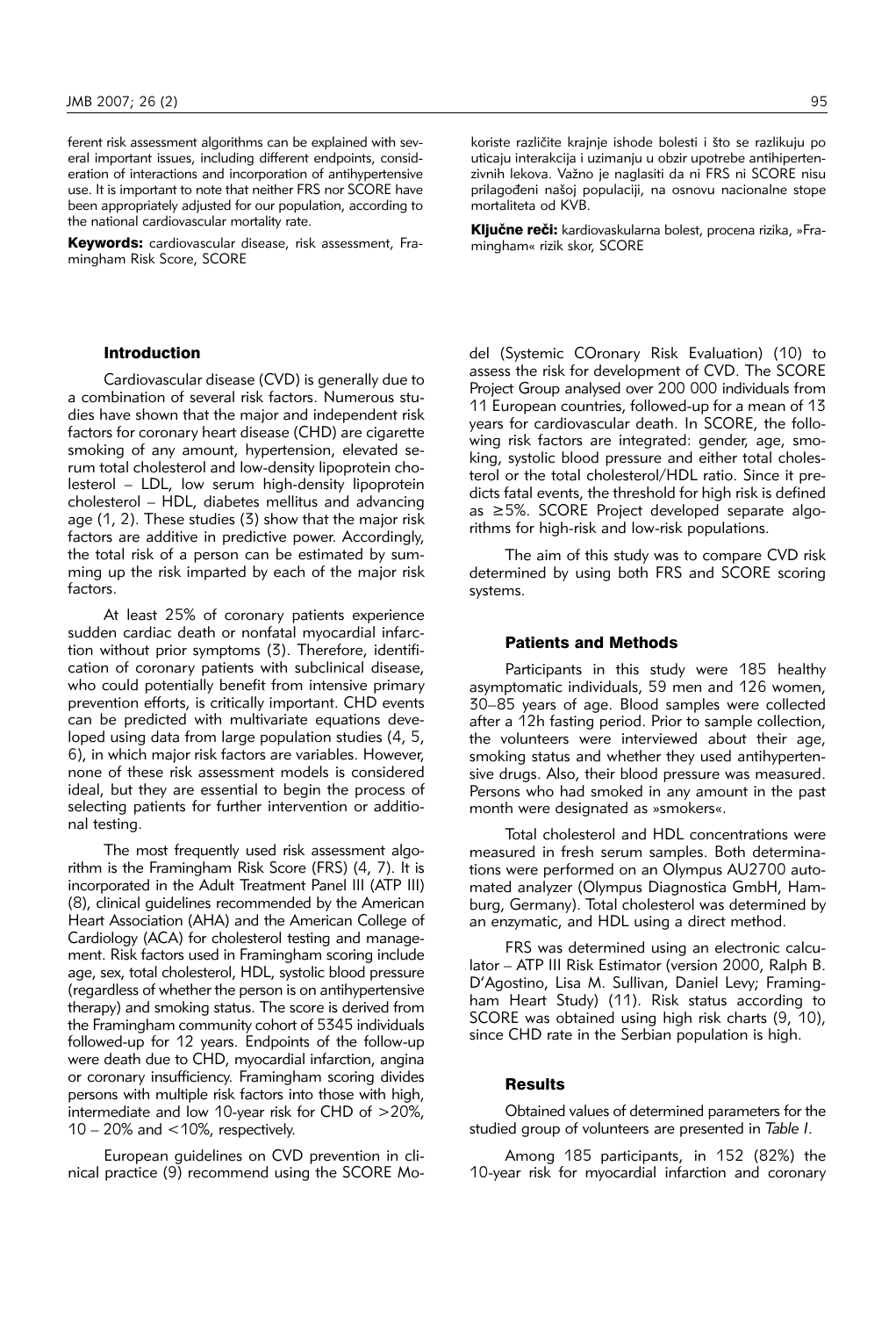ferent risk assessment algorithms can be explained with several important issues, including different endpoints, consideration of interactions and incorporation of antihypertensive use. It is important to note that neither FRS nor SCORE have been appropriately adjusted for our population, according to the national cardiovascular mortality rate.

**Keywords:** cardiovascular disease, risk assessment, Framingham Risk Score, SCORE

koriste različite krajnje ishode bolesti i što se razlikuju po uticaju interakcija i uzimanju u obzir upotrebe antihipertenzivnih lekova. Važno je naglasiti da ni FRS ni SCORE nisu prilagođeni našoj populaciji, na osnovu nacionalne stope mortaliteta od KVB.

**Ključne reči:** kardiovaskularna bolest, procena rizika, »Framingham« rizik skor, SCORE

## Introduction

Cardiovascular disease (CVD) is generally due to a combination of several risk factors. Numerous studies have shown that the major and independent risk factors for coronary heart disease (CHD) are cigarette smoking of any amount, hypertension, elevated serum total cholesterol and low-density lipoprotein cholesterol – LDL, low serum high-density lipoprotein cholesterol – HDL, diabetes mellitus and advancing age (1, 2). These studies (3) show that the major risk factors are additive in predictive power. Accordingly, the total risk of a person can be estimated by summing up the risk imparted by each of the major risk factors.

At least 25% of coronary patients experience sudden cardiac death or nonfatal myocardial infarction without prior symptoms (3). Therefore, identification of coronary patients with subclinical disease, who could potentially benefit from intensive primary prevention efforts, is critically important. CHD events can be predicted with multivariate equations developed using data from large population studies (4, 5, 6), in which major risk factors are variables. However, none of these risk assessment models is considered ideal, but they are essential to begin the process of selecting patients for further intervention or additional testing.

The most frequently used risk assessment algorithm is the Framingham Risk Score (FRS) (4, 7). It is incorporated in the Adult Treatment Panel III (ATP III) (8), clinical guidelines recommended by the American Heart Association (AHA) and the American College of Cardiology (ACA) for cholesterol testing and management. Risk factors used in Framingham scoring include age, sex, total cholesterol, HDL, systolic blood pressure (regardless of whether the person is on antihypertensive therapy) and smoking status. The score is derived from the Framingham community cohort of 5345 individuals followed-up for 12 years. Endpoints of the follow-up were death due to CHD, myocardial infarction, angina or coronary insufficiency. Framingham scoring divides persons with multiple risk factors into those with high, intermediate and low 10-year risk for CHD of >20%, 10 – 20% and <10%, respectively.

European guidelines on CVD prevention in clinical practice (9) recommend using the SCORE Model (Systemic COronary Risk Evaluation) (10) to assess the risk for development of CVD. The SCORE Project Group analysed over 200 000 individuals from 11 European countries, followed-up for a mean of 13 years for cardiovascular death. In SCORE, the following risk factors are integrated: gender, age, smoking, systolic blood pressure and either total cholesterol or the total cholesterol/HDL ratio. Since it predicts fatal events, the threshold for high risk is defined as ≥5%. SCORE Project developed separate algorithms for high-risk and low-risk populations.

The aim of this study was to compare CVD risk determined by using both FRS and SCORE scoring systems.

## Patients and Methods

Participants in this study were 185 healthy asymptomatic individuals, 59 men and 126 women, 30–85 years of age. Blood samples were collected after a 12h fasting period. Prior to sample collection, the volunteers were interviewed about their age, smoking status and whether they used antihypertensive drugs. Also, their blood pressure was measured. Persons who had smoked in any amount in the past month were designated as »smokers«.

Total cholesterol and HDL concentrations were measured in fresh serum samples. Both determinations were performed on an Olympus AU2700 automated analyzer (Olympus Diagnostica GmbH, Hamburg, Germany). Total cholesterol was determined by an enzymatic, and HDL using a direct method.

FRS was determined using an electronic calculator – ATP III Risk Estimator (version 2000, Ralph B. D'Agostino, Lisa M. Sullivan, Daniel Levy; Framingham Heart Study) (11). Risk status according to SCORE was obtained using high risk charts (9, 10), since CHD rate in the Serbian population is high.

## Results

Obtained values of determined parameters for the studied group of volunteers are presented in *Table I*.

Among 185 participants, in 152 (82%) the 10-year risk for myocardial infarction and coronary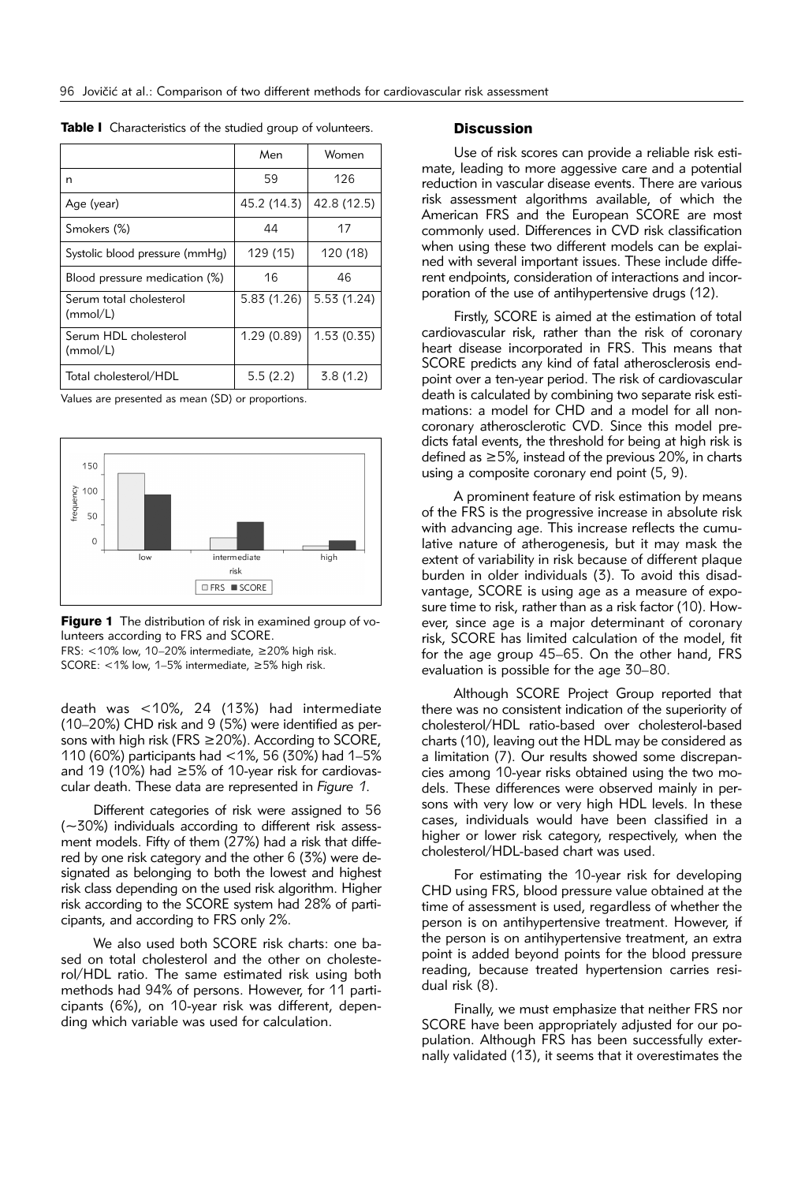**Table I** Characteristics of the studied group of volunteers.

| | Men | Women |
|---|---|---|
| n | 59 | 126 |
| Age (year) | 45.2 (14.3) | 42.8 (12.5) |
| Smokers (%) | 44 | 17 |
| Systolic blood pressure (mmHg) | 129 (15) | 120 (18) |
| Blood pressure medication (%) | 16 | 46 |
| Serum total cholesterol (mmol/L) | 5.83 (1.26) | 5.53 (1.24) |
| Serum HDL cholesterol (mmol/L) | 1.29 (0.89) | 1.53 (0.35) |
| Total cholesterol/HDL | 5.5 (2.2) | 3.8 (1.2) |

Values are presented as mean (SD) or proportions.

**Figure 1** The distribution of risk in examined group of volunteers according to FRS and SCORE.
FRS: <10% low, 10–20% intermediate, ≥20% high risk.
SCORE: <1% low, 1–5% intermediate, ≥5% high risk.

death was <10%, 24 (13%) had intermediate (10–20%) CHD risk and 9 (5%) were identified as persons with high risk (FRS ≥20%). According to SCORE, 110 (60%) participants had <1%, 56 (30%) had 1–5% and 19 (10%) had ≥5% of 10-year risk for cardiovascular death. These data are represented in *Figure 1*.

Different categories of risk were assigned to 56 (~30%) individuals according to different risk assessment models. Fifty of them (27%) had a risk that differed by one risk category and the other 6 (3%) were designated as belonging to both the lowest and highest risk class depending on the used risk algorithm. Higher risk according to the SCORE system had 28% of participants, and according to FRS only 2%.

We also used both SCORE risk charts: one based on total cholesterol and the other on cholesterol/HDL ratio. The same estimated risk using both methods had 94% of persons. However, for 11 participants (6%), on 10-year risk was different, depending which variable was used for calculation.

## Discussion

Use of risk scores can provide a reliable risk estimate, leading to more aggessive care and a potential reduction in vascular disease events. There are various risk assessment algorithms available, of which the American FRS and the European SCORE are most commonly used. Differences in CVD risk classification when using these two different models can be explained with several important issues. These include different endpoints, consideration of interactions and incorporation of the use of antihypertensive drugs (12).

Firstly, SCORE is aimed at the estimation of total cardiovascular risk, rather than the risk of coronary heart disease incorporated in FRS. This means that SCORE predicts any kind of fatal atherosclerosis endpoint over a ten-year period. The risk of cardiovascular death is calculated by combining two separate risk estimations: a model for CHD and a model for all non-coronary atherosclerotic CVD. Since this model predicts fatal events, the threshold for being at high risk is defined as ≥5%, instead of the previous 20%, in charts using a composite coronary end point (5, 9).

A prominent feature of risk estimation by means of the FRS is the progressive increase in absolute risk with advancing age. This increase reflects the cumulative nature of atherogenesis, but it may mask the extent of variability in risk because of different plaque burden in older individuals (3). To avoid this disadvantage, SCORE is using age as a measure of exposure time to risk, rather than as a risk factor (10). However, since age is a major determinant of coronary risk, SCORE has limited calculation of the model, fit for the age group 45–65. On the other hand, FRS evaluation is possible for the age 30–80.

Although SCORE Project Group reported that there was no consistent indication of the superiority of cholesterol/HDL ratio-based over cholesterol-based charts (10), leaving out the HDL may be considered as a limitation (7). Our results showed some discrepancies among 10-year risks obtained using the two models. These differences were observed mainly in persons with very low or very high HDL levels. In these cases, individuals would have been classified in a higher or lower risk category, respectively, when the cholesterol/HDL-based chart was used.

For estimating the 10-year risk for developing CHD using FRS, blood pressure value obtained at the time of assessment is used, regardless of whether the person is on antihypertensive treatment. However, if the person is on antihypertensive treatment, an extra point is added beyond points for the blood pressure reading, because treated hypertension carries residual risk (8).

Finally, we must emphasize that neither FRS nor SCORE have been appropriately adjusted for our population. Although FRS has been successfully externally validated (13), it seems that it overestimates the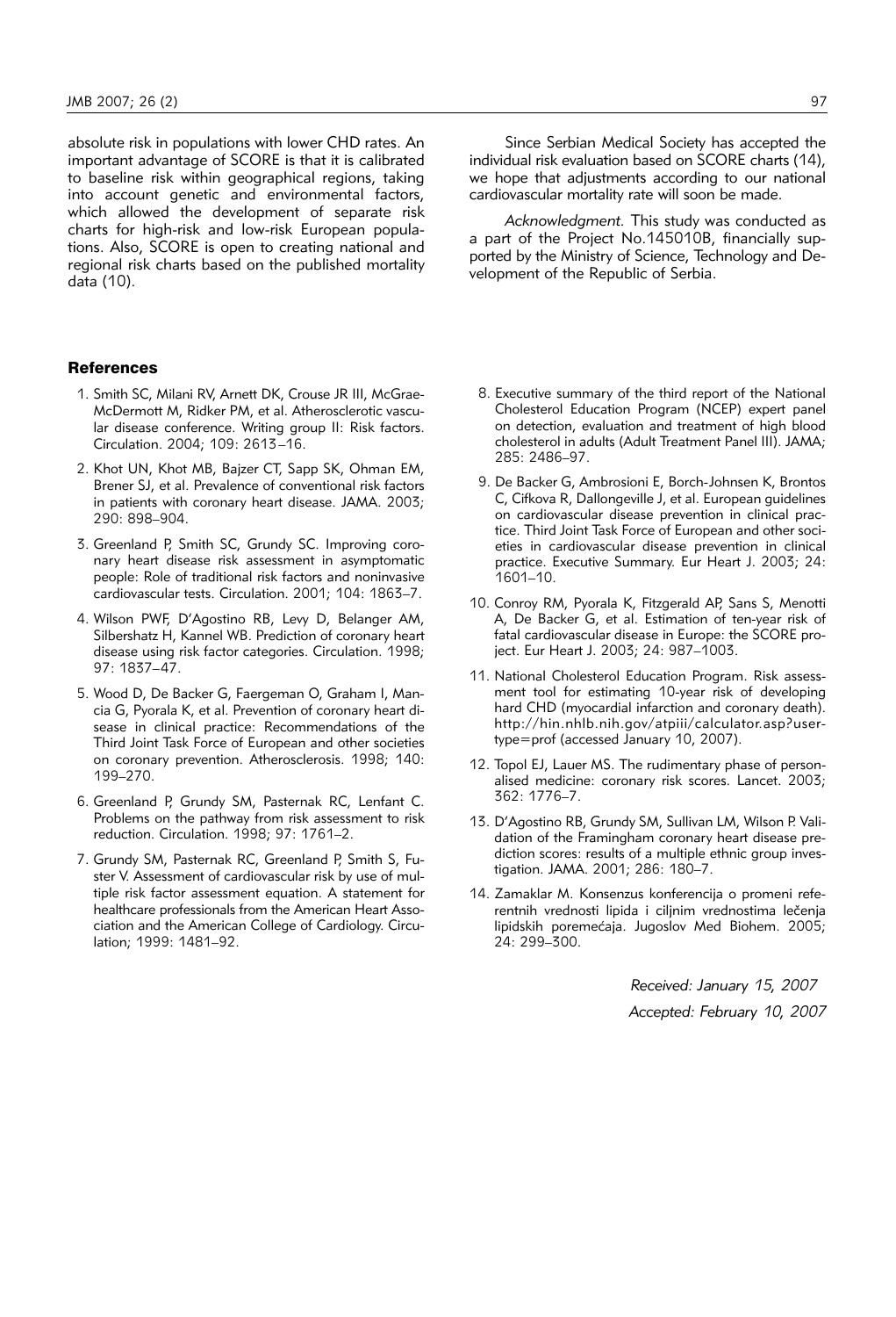absolute risk in populations with lower CHD rates. An important advantage of SCORE is that it is calibrated to baseline risk within geographical regions, taking into account genetic and environmental factors, which allowed the development of separate risk charts for high-risk and low-risk European populations. Also, SCORE is open to creating national and regional risk charts based on the published mortality data (10).

Since Serbian Medical Society has accepted the individual risk evaluation based on SCORE charts (14), we hope that adjustments according to our national cardiovascular mortality rate will soon be made.

*Acknowledgment.* This study was conducted as a part of the Project No.145010B, financially supported by the Ministry of Science, Technology and Development of the Republic of Serbia.

## References

1. Smith SC, Milani RV, Arnett DK, Crouse JR III, McGrae-McDermott M, Ridker PM, et al. Atherosclerotic vascular disease conference. Writing group II: Risk factors. Circulation. 2004; 109: 2613–16.
2. Khot UN, Khot MB, Bajzer CT, Sapp SK, Ohman EM, Brener SJ, et al. Prevalence of conventional risk factors in patients with coronary heart disease. JAMA. 2003; 290: 898–904.
3. Greenland P, Smith SC, Grundy SC. Improving coronary heart disease risk assessment in asymptomatic people: Role of traditional risk factors and noninvasive cardiovascular tests. Circulation. 2001; 104: 1863–7.
4. Wilson PWF, D'Agostino RB, Levy D, Belanger AM, Silbershatz H, Kannel WB. Prediction of coronary heart disease using risk factor categories. Circulation. 1998; 97: 1837–47.
5. Wood D, De Backer G, Faergeman O, Graham I, Mancia G, Pyorala K, et al. Prevention of coronary heart disease in clinical practice: Recommendations of the Third Joint Task Force of European and other societies on coronary prevention. Atherosclerosis. 1998; 140: 199–270.
6. Greenland P, Grundy SM, Pasternak RC, Lenfant C. Problems on the pathway from risk assessment to risk reduction. Circulation. 1998; 97: 1761–2.
7. Grundy SM, Pasternak RC, Greenland P, Smith S, Fuster V. Assessment of cardiovascular risk by use of multiple risk factor assessment equation. A statement for healthcare professionals from the American Heart Association and the American College of Cardiology. Circulation; 1999: 1481–92.
8. Executive summary of the third report of the National Cholesterol Education Program (NCEP) expert panel on detection, evaluation and treatment of high blood cholesterol in adults (Adult Treatment Panel III). JAMA; 285: 2486–97.
9. De Backer G, Ambrosioni E, Borch-Johnsen K, Brontos C, Cifkova R, Dallongeville J, et al. European guidelines on cardiovascular disease prevention in clinical practice. Third Joint Task Force of European and other societies in cardiovascular disease prevention in clinical practice. Executive Summary. Eur Heart J. 2003; 24: 1601–10.
10. Conroy RM, Pyorala K, Fitzgerald AP, Sans S, Menotti A, De Backer G, et al. Estimation of ten-year risk of fatal cardiovascular disease in Europe: the SCORE project. Eur Heart J. 2003; 24: 987–1003.
11. National Cholesterol Education Program. Risk assessment tool for estimating 10-year risk of developing hard CHD (myocardial infarction and coronary death). http://hin.nhlb.nih.gov/atpiii/calculator.asp?usertype=prof (accessed January 10, 2007).
12. Topol EJ, Lauer MS. The rudimentary phase of personalised medicine: coronary risk scores. Lancet. 2003; 362: 1776–7.
13. D'Agostino RB, Grundy SM, Sullivan LM, Wilson P. Validation of the Framingham coronary heart disease prediction scores: results of a multiple ethnic group investigation. JAMA. 2001; 286: 180–7.
14. Zamaklar M. Konsenzus konferencija o promeni referentnih vrednosti lipida i ciljnim vrednostima lečenja lipidskih poremećaja. Jugoslov Med Biohem. 2005; 24: 299–300.

*Received: January 15, 2007*

*Accepted: February 10, 2007*